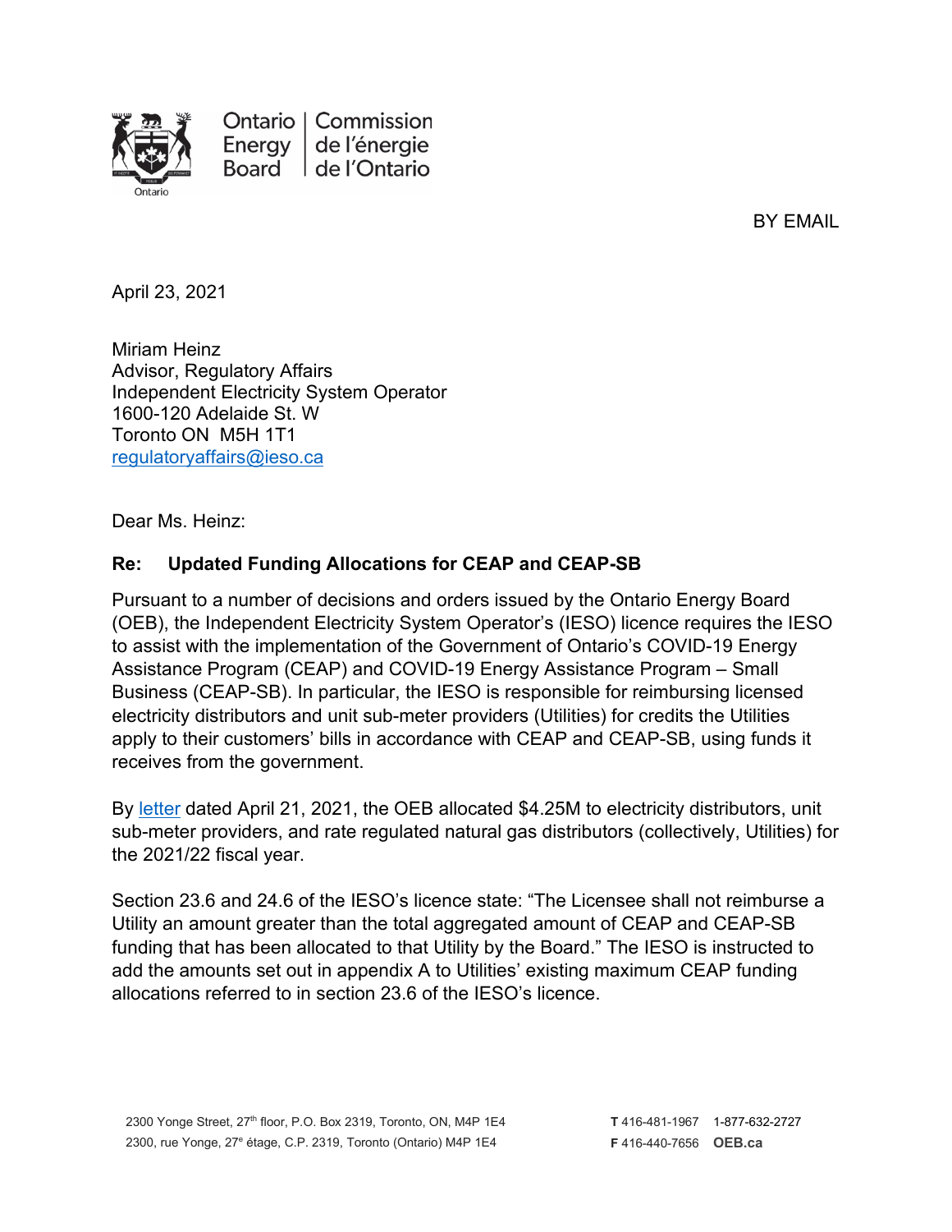Ontario Energy Board | Commission de l'énergie de l'Ontario

BY EMAIL

April 23, 2021

Miriam Heinz
Advisor, Regulatory Affairs
Independent Electricity System Operator
1600-120 Adelaide St. W
Toronto ON M5H 1T1
regulatoryaffairs@ieso.ca

Dear Ms. Heinz:

**Re: Updated Funding Allocations for CEAP and CEAP-SB**

Pursuant to a number of decisions and orders issued by the Ontario Energy Board (OEB), the Independent Electricity System Operator's (IESO) licence requires the IESO to assist with the implementation of the Government of Ontario's COVID-19 Energy Assistance Program (CEAP) and COVID-19 Energy Assistance Program – Small Business (CEAP-SB). In particular, the IESO is responsible for reimbursing licensed electricity distributors and unit sub-meter providers (Utilities) for credits the Utilities apply to their customers' bills in accordance with CEAP and CEAP-SB, using funds it receives from the government.

By letter dated April 21, 2021, the OEB allocated $4.25M to electricity distributors, unit sub-meter providers, and rate regulated natural gas distributors (collectively, Utilities) for the 2021/22 fiscal year.

Section 23.6 and 24.6 of the IESO's licence state: "The Licensee shall not reimburse a Utility an amount greater than the total aggregated amount of CEAP and CEAP-SB funding that has been allocated to that Utility by the Board." The IESO is instructed to add the amounts set out in appendix A to Utilities' existing maximum CEAP funding allocations referred to in section 23.6 of the IESO's licence.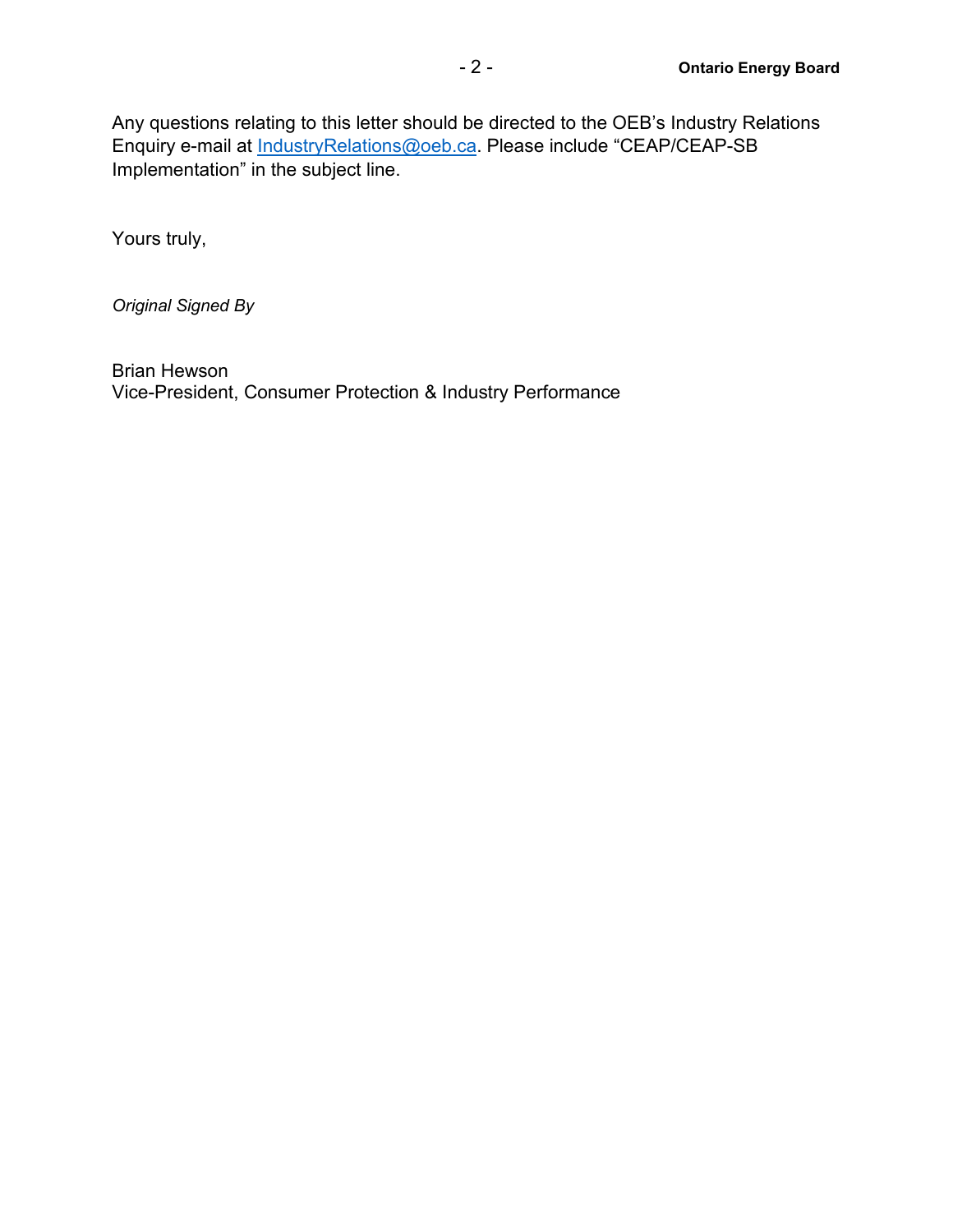Any questions relating to this letter should be directed to the OEB's Industry Relations Enquiry e-mail at [IndustryRelations@oeb.ca](mailto:IndustryRelations@oeb.ca). Please include "CEAP/CEAP-SB Implementation" in the subject line.

Yours truly,

*Original Signed By*

Brian Hewson
Vice-President, Consumer Protection & Industry Performance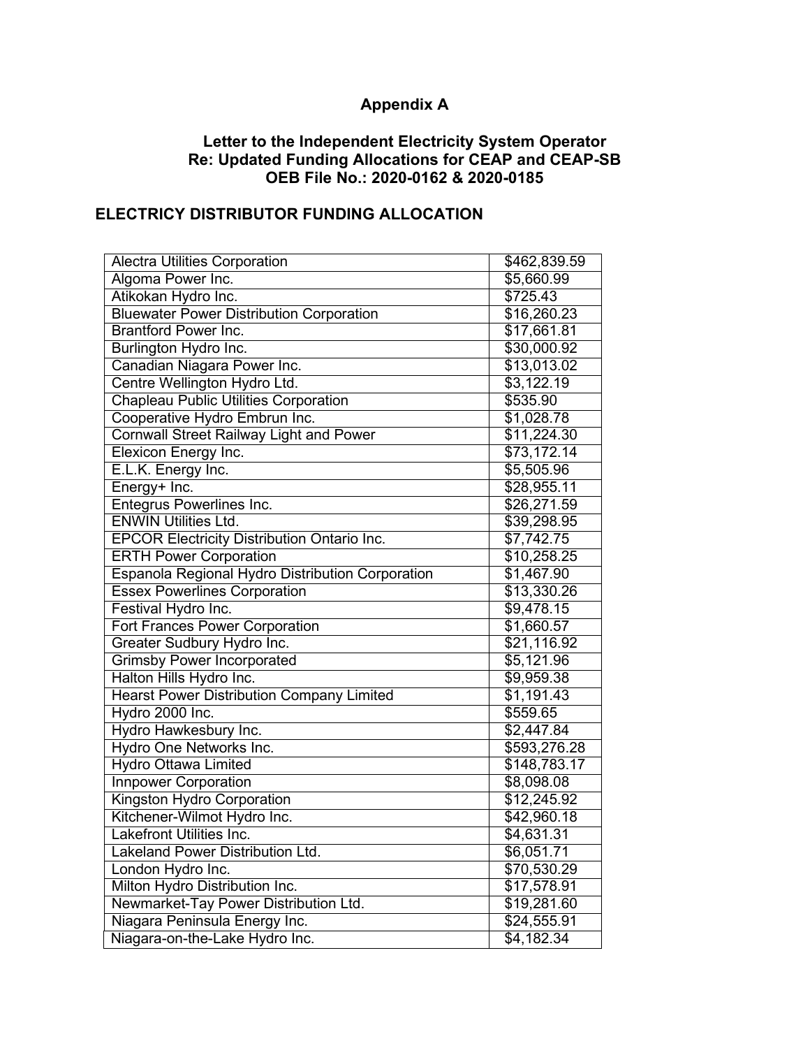# Appendix A

## Letter to the Independent Electricity System Operator
## Re: Updated Funding Allocations for CEAP and CEAP-SB
## OEB File No.: 2020-0162 & 2020-0185

## ELECTRICY DISTRIBUTOR FUNDING ALLOCATION

| | |
|---|---|
| Alectra Utilities Corporation | $462,839.59 |
| Algoma Power Inc. | $5,660.99 |
| Atikokan Hydro Inc. | $725.43 |
| Bluewater Power Distribution Corporation | $16,260.23 |
| Brantford Power Inc. | $17,661.81 |
| Burlington Hydro Inc. | $30,000.92 |
| Canadian Niagara Power Inc. | $13,013.02 |
| Centre Wellington Hydro Ltd. | $3,122.19 |
| Chapleau Public Utilities Corporation | $535.90 |
| Cooperative Hydro Embrun Inc. | $1,028.78 |
| Cornwall Street Railway Light and Power | $11,224.30 |
| Elexicon Energy Inc. | $73,172.14 |
| E.L.K. Energy Inc. | $5,505.96 |
| Energy+ Inc. | $28,955.11 |
| Entegrus Powerlines Inc. | $26,271.59 |
| ENWIN Utilities Ltd. | $39,298.95 |
| EPCOR Electricity Distribution Ontario Inc. | $7,742.75 |
| ERTH Power Corporation | $10,258.25 |
| Espanola Regional Hydro Distribution Corporation | $1,467.90 |
| Essex Powerlines Corporation | $13,330.26 |
| Festival Hydro Inc. | $9,478.15 |
| Fort Frances Power Corporation | $1,660.57 |
| Greater Sudbury Hydro Inc. | $21,116.92 |
| Grimsby Power Incorporated | $5,121.96 |
| Halton Hills Hydro Inc. | $9,959.38 |
| Hearst Power Distribution Company Limited | $1,191.43 |
| Hydro 2000 Inc. | $559.65 |
| Hydro Hawkesbury Inc. | $2,447.84 |
| Hydro One Networks Inc. | $593,276.28 |
| Hydro Ottawa Limited | $148,783.17 |
| Innpower Corporation | $8,098.08 |
| Kingston Hydro Corporation | $12,245.92 |
| Kitchener-Wilmot Hydro Inc. | $42,960.18 |
| Lakefront Utilities Inc. | $4,631.31 |
| Lakeland Power Distribution Ltd. | $6,051.71 |
| London Hydro Inc. | $70,530.29 |
| Milton Hydro Distribution Inc. | $17,578.91 |
| Newmarket-Tay Power Distribution Ltd. | $19,281.60 |
| Niagara Peninsula Energy Inc. | $24,555.91 |
| Niagara-on-the-Lake Hydro Inc. | $4,182.34 |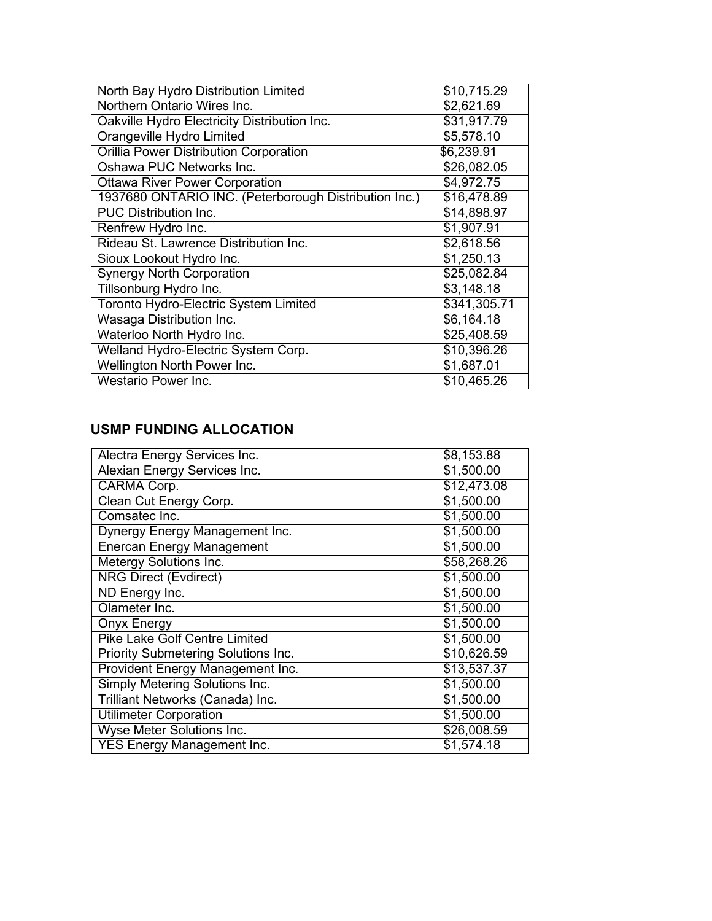| | |
|---|---|
| North Bay Hydro Distribution Limited | $10,715.29 |
| Northern Ontario Wires Inc. | $2,621.69 |
| Oakville Hydro Electricity Distribution Inc. | $31,917.79 |
| Orangeville Hydro Limited | $5,578.10 |
| Orillia Power Distribution Corporation | $6,239.91 |
| Oshawa PUC Networks Inc. | $26,082.05 |
| Ottawa River Power Corporation | $4,972.75 |
| 1937680 ONTARIO INC. (Peterborough Distribution Inc.) | $16,478.89 |
| PUC Distribution Inc. | $14,898.97 |
| Renfrew Hydro Inc. | $1,907.91 |
| Rideau St. Lawrence Distribution Inc. | $2,618.56 |
| Sioux Lookout Hydro Inc. | $1,250.13 |
| Synergy North Corporation | $25,082.84 |
| Tillsonburg Hydro Inc. | $3,148.18 |
| Toronto Hydro-Electric System Limited | $341,305.71 |
| Wasaga Distribution Inc. | $6,164.18 |
| Waterloo North Hydro Inc. | $25,408.59 |
| Welland Hydro-Electric System Corp. | $10,396.26 |
| Wellington North Power Inc. | $1,687.01 |
| Westario Power Inc. | $10,465.26 |

## USMP FUNDING ALLOCATION

| | |
|---|---|
| Alectra Energy Services Inc. | $8,153.88 |
| Alexian Energy Services Inc. | $1,500.00 |
| CARMA Corp. | $12,473.08 |
| Clean Cut Energy Corp. | $1,500.00 |
| Comsatec Inc. | $1,500.00 |
| Dynergy Energy Management Inc. | $1,500.00 |
| Enercan Energy Management | $1,500.00 |
| Metergy Solutions Inc. | $58,268.26 |
| NRG Direct (Evdirect) | $1,500.00 |
| ND Energy Inc. | $1,500.00 |
| Olameter Inc. | $1,500.00 |
| Onyx Energy | $1,500.00 |
| Pike Lake Golf Centre Limited | $1,500.00 |
| Priority Submetering Solutions Inc. | $10,626.59 |
| Provident Energy Management Inc. | $13,537.37 |
| Simply Metering Solutions Inc. | $1,500.00 |
| Trilliant Networks (Canada) Inc. | $1,500.00 |
| Utilimeter Corporation | $1,500.00 |
| Wyse Meter Solutions Inc. | $26,008.59 |
| YES Energy Management Inc. | $1,574.18 |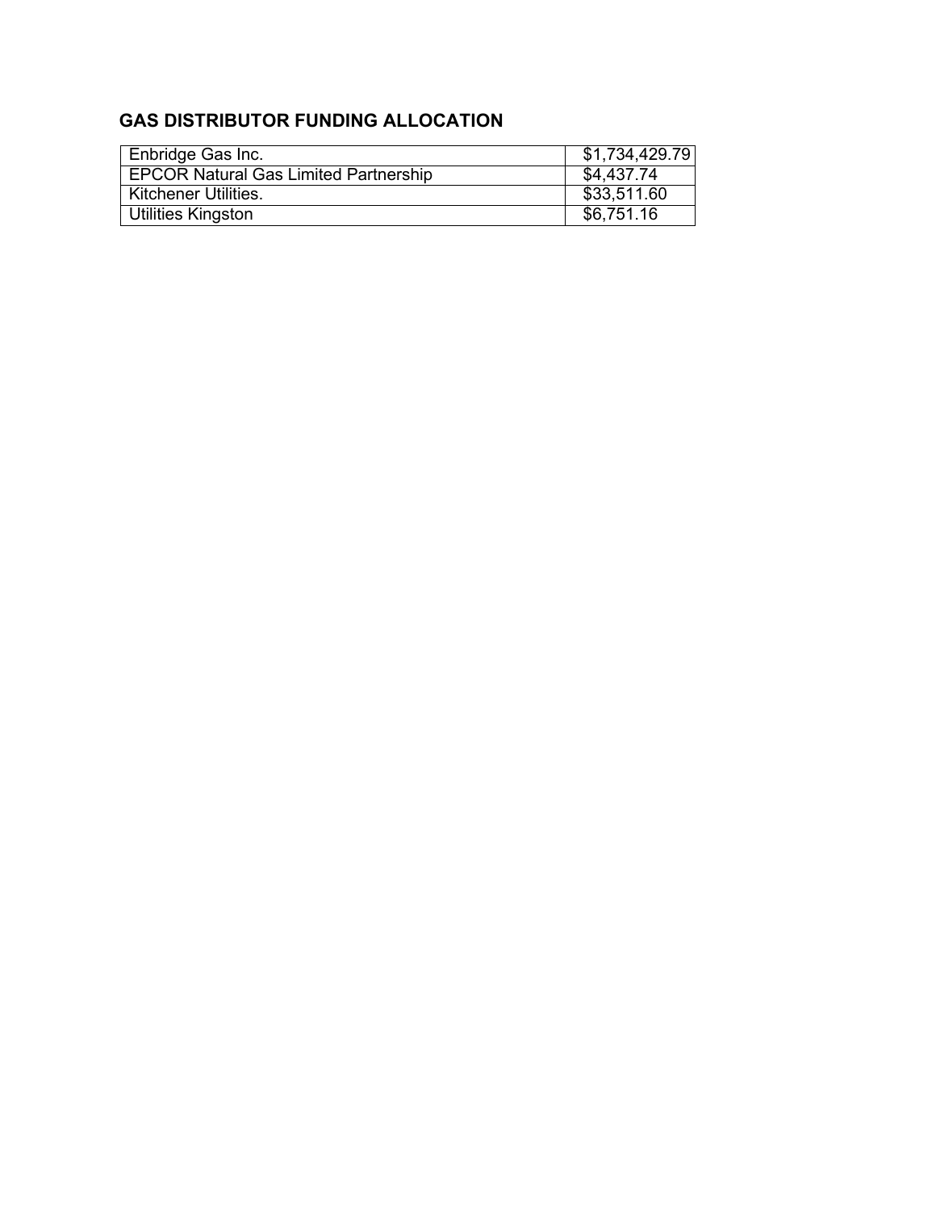## GAS DISTRIBUTOR FUNDING ALLOCATION

| | |
|---|---|
| Enbridge Gas Inc. | $1,734,429.79 |
| EPCOR Natural Gas Limited Partnership | $4,437.74 |
| Kitchener Utilities. | $33,511.60 |
| Utilities Kingston | $6,751.16 |